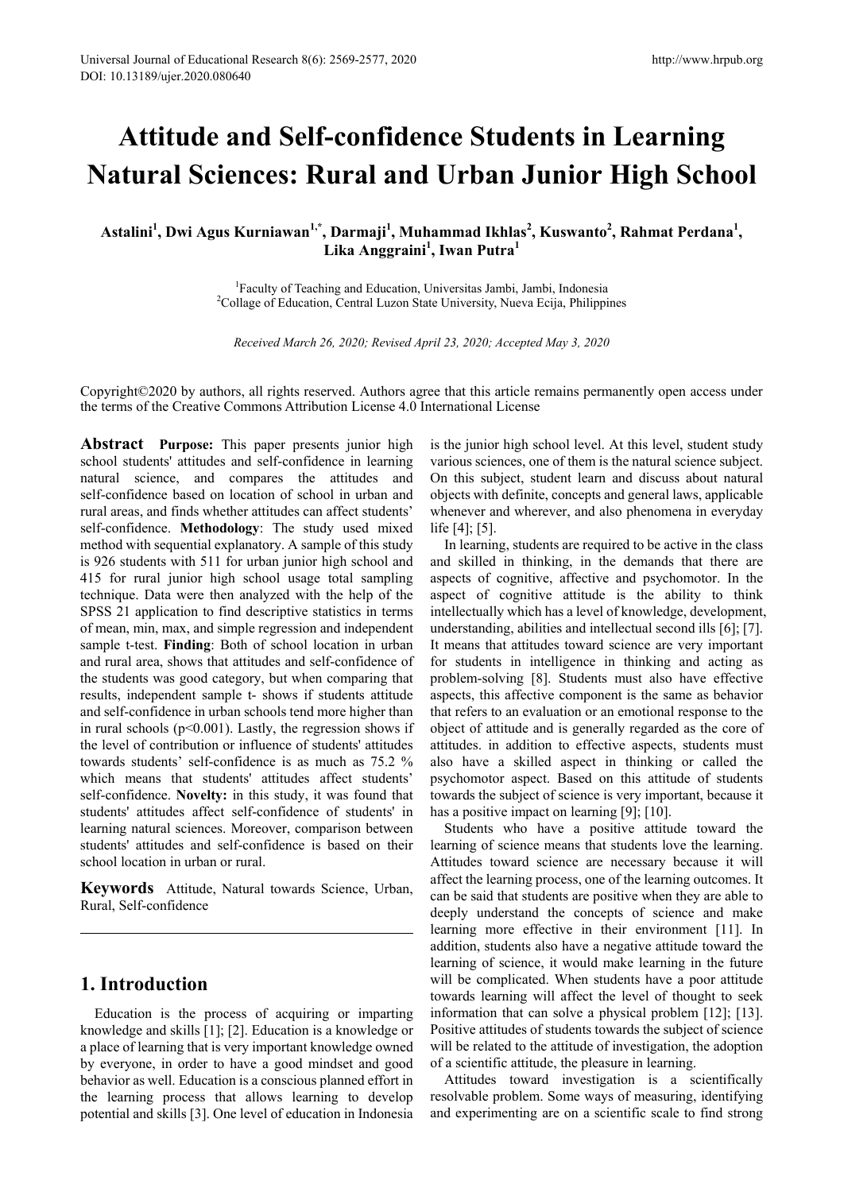# Attitude and Self-confidence Students in Learning Natural Sciences: Rural and Urban Junior High School

**Astalini[1], Dwi Agus Kurniawan[1,*], Darmaji[1], Muhammad Ikhlas[2], Kuswanto[2], Rahmat Perdana[1], Lika Anggraini[1], Iwan Putra[1]**

[1]Faculty of Teaching and Education, Universitas Jambi, Jambi, Indonesia
[2]Collage of Education, Central Luzon State University, Nueva Ecija, Philippines

*Received March 26, 2020; Revised April 23, 2020; Accepted May 3, 2020*

Copyright©2020 by authors, all rights reserved. Authors agree that this article remains permanently open access under the terms of the Creative Commons Attribution License 4.0 International License

**Abstract** **Purpose:** This paper presents junior high school students' attitudes and self-confidence in learning natural science, and compares the attitudes and self-confidence based on location of school in urban and rural areas, and finds whether attitudes can affect students' self-confidence. **Methodology**: The study used mixed method with sequential explanatory. A sample of this study is 926 students with 511 for urban junior high school and 415 for rural junior high school usage total sampling technique. Data were then analyzed with the help of the SPSS 21 application to find descriptive statistics in terms of mean, min, max, and simple regression and independent sample t-test. **Finding**: Both of school location in urban and rural area, shows that attitudes and self-confidence of the students was good category, but when comparing that results, independent sample t- shows if students attitude and self-confidence in urban schools tend more higher than in rural schools ($p<0.001$). Lastly, the regression shows if the level of contribution or influence of students' attitudes towards students' self-confidence is as much as 75.2 % which means that students' attitudes affect students' self-confidence. **Novelty:** in this study, it was found that students' attitudes affect self-confidence of students' in learning natural sciences. Moreover, comparison between students' attitudes and self-confidence is based on their school location in urban or rural.

**Keywords** Attitude, Natural towards Science, Urban, Rural, Self-confidence

## 1. Introduction

Education is the process of acquiring or imparting knowledge and skills [1]; [2]. Education is a knowledge or a place of learning that is very important knowledge owned by everyone, in order to have a good mindset and good behavior as well. Education is a conscious planned effort in the learning process that allows learning to develop potential and skills [3]. One level of education in Indonesia is the junior high school level. At this level, student study various sciences, one of them is the natural science subject. On this subject, student learn and discuss about natural objects with definite, concepts and general laws, applicable whenever and wherever, and also phenomena in everyday life [4]; [5].

In learning, students are required to be active in the class and skilled in thinking, in the demands that there are aspects of cognitive, affective and psychomotor. In the aspect of cognitive attitude is the ability to think intellectually which has a level of knowledge, development, understanding, abilities and intellectual second ills [6]; [7]. It means that attitudes toward science are very important for students in intelligence in thinking and acting as problem-solving [8]. Students must also have effective aspects, this effective component is the same as behavior that refers to an evaluation or an emotional response to the object of attitude and is generally regarded as the core of attitudes. in addition to effective aspects, students must also have a skilled aspect in thinking or called the psychomotor aspect. Based on this attitude of students towards the subject of science is very important, because it has a positive impact on learning [9]; [10].

Students who have a positive attitude toward the learning of science means that students love the learning. Attitudes toward science are necessary because it will affect the learning process, one of the learning outcomes. It can be said that students are positive when they are able to deeply understand the concepts of science and make learning more effective in their environment [11]. In addition, students also have a negative attitude toward the learning of science, it would make learning in the future will be complicated. When students have a poor attitude towards learning will affect the level of thought to seek information that can solve a physical problem [12]; [13]. Positive attitudes of students towards the subject of science will be related to the attitude of investigation, the adoption of a scientific attitude, the pleasure in learning.

Attitudes toward investigation is a scientifically resolvable problem. Some ways of measuring, identifying and experimenting are on a scientific scale to find strong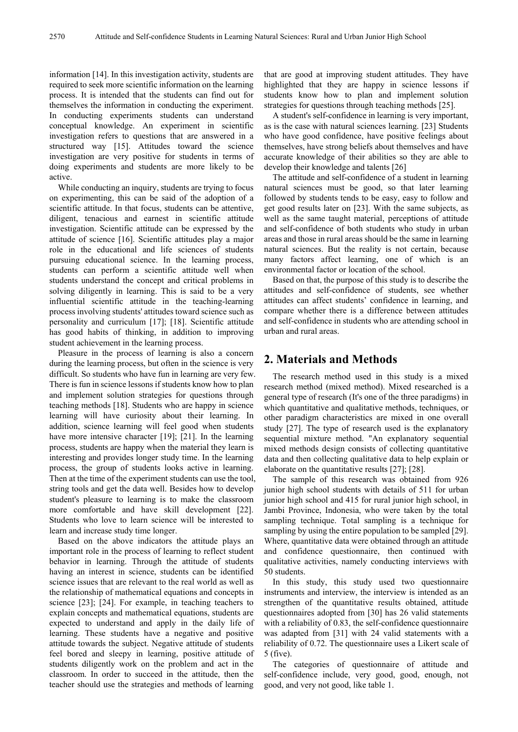information [14]. In this investigation activity, students are required to seek more scientific information on the learning process. It is intended that the students can find out for themselves the information in conducting the experiment. In conducting experiments students can understand conceptual knowledge. An experiment in scientific investigation refers to questions that are answered in a structured way [15]. Attitudes toward the science investigation are very positive for students in terms of doing experiments and students are more likely to be active.

While conducting an inquiry, students are trying to focus on experimenting, this can be said of the adoption of a scientific attitude. In that focus, students can be attentive, diligent, tenacious and earnest in scientific attitude investigation. Scientific attitude can be expressed by the attitude of science [16]. Scientific attitudes play a major role in the educational and life sciences of students pursuing educational science. In the learning process, students can perform a scientific attitude well when students understand the concept and critical problems in solving diligently in learning. This is said to be a very influential scientific attitude in the teaching-learning process involving students' attitudes toward science such as personality and curriculum [17]; [18]. Scientific attitude has good habits of thinking, in addition to improving student achievement in the learning process.

Pleasure in the process of learning is also a concern during the learning process, but often in the science is very difficult. So students who have fun in learning are very few. There is fun in science lessons if students know how to plan and implement solution strategies for questions through teaching methods [18]. Students who are happy in science learning will have curiosity about their learning. In addition, science learning will feel good when students have more intensive character [19]; [21]. In the learning process, students are happy when the material they learn is interesting and provides longer study time. In the learning process, the group of students looks active in learning. Then at the time of the experiment students can use the tool, string tools and get the data well. Besides how to develop student's pleasure to learning is to make the classroom more comfortable and have skill development [22]. Students who love to learn science will be interested to learn and increase study time longer.

Based on the above indicators the attitude plays an important role in the process of learning to reflect student behavior in learning. Through the attitude of students having an interest in science, students can be identified science issues that are relevant to the real world as well as the relationship of mathematical equations and concepts in science [23]; [24]. For example, in teaching teachers to explain concepts and mathematical equations, students are expected to understand and apply in the daily life of learning. These students have a negative and positive attitude towards the subject. Negative attitude of students feel bored and sleepy in learning, positive attitude of students diligently work on the problem and act in the classroom. In order to succeed in the attitude, then the teacher should use the strategies and methods of learning that are good at improving student attitudes. They have highlighted that they are happy in science lessons if students know how to plan and implement solution strategies for questions through teaching methods [25].

A student's self-confidence in learning is very important, as is the case with natural sciences learning. [23] Students who have good confidence, have positive feelings about themselves, have strong beliefs about themselves and have accurate knowledge of their abilities so they are able to develop their knowledge and talents [26]

The attitude and self-confidence of a student in learning natural sciences must be good, so that later learning followed by students tends to be easy, easy to follow and get good results later on [23]. With the same subjects, as well as the same taught material, perceptions of attitude and self-confidence of both students who study in urban areas and those in rural areas should be the same in learning natural sciences. But the reality is not certain, because many factors affect learning, one of which is an environmental factor or location of the school.

Based on that, the purpose of this study is to describe the attitudes and self-confidence of students, see whether attitudes can affect students' confidence in learning, and compare whether there is a difference between attitudes and self-confidence in students who are attending school in urban and rural areas.

## 2. Materials and Methods

The research method used in this study is a mixed research method (mixed method). Mixed researched is a general type of research (It's one of the three paradigms) in which quantitative and qualitative methods, techniques, or other paradigm characteristics are mixed in one overall study [27]. The type of research used is the explanatory sequential mixture method. "An explanatory sequential mixed methods design consists of collecting quantitative data and then collecting qualitative data to help explain or elaborate on the quantitative results [27]; [28].

The sample of this research was obtained from 926 junior high school students with details of 511 for urban junior high school and 415 for rural junior high school, in Jambi Province, Indonesia, who were taken by the total sampling technique. Total sampling is a technique for sampling by using the entire population to be sampled [29]. Where, quantitative data were obtained through an attitude and confidence questionnaire, then continued with qualitative activities, namely conducting interviews with 50 students.

In this study, this study used two questionnaire instruments and interview, the interview is intended as an strengthen of the quantitative results obtained, attitude questionnaires adopted from [30] has 26 valid statements with a reliability of 0.83, the self-confidence questionnaire was adapted from [31] with 24 valid statements with a reliability of 0.72. The questionnaire uses a Likert scale of 5 (five).

The categories of questionnaire of attitude and self-confidence include, very good, good, enough, not good, and very not good, like table 1.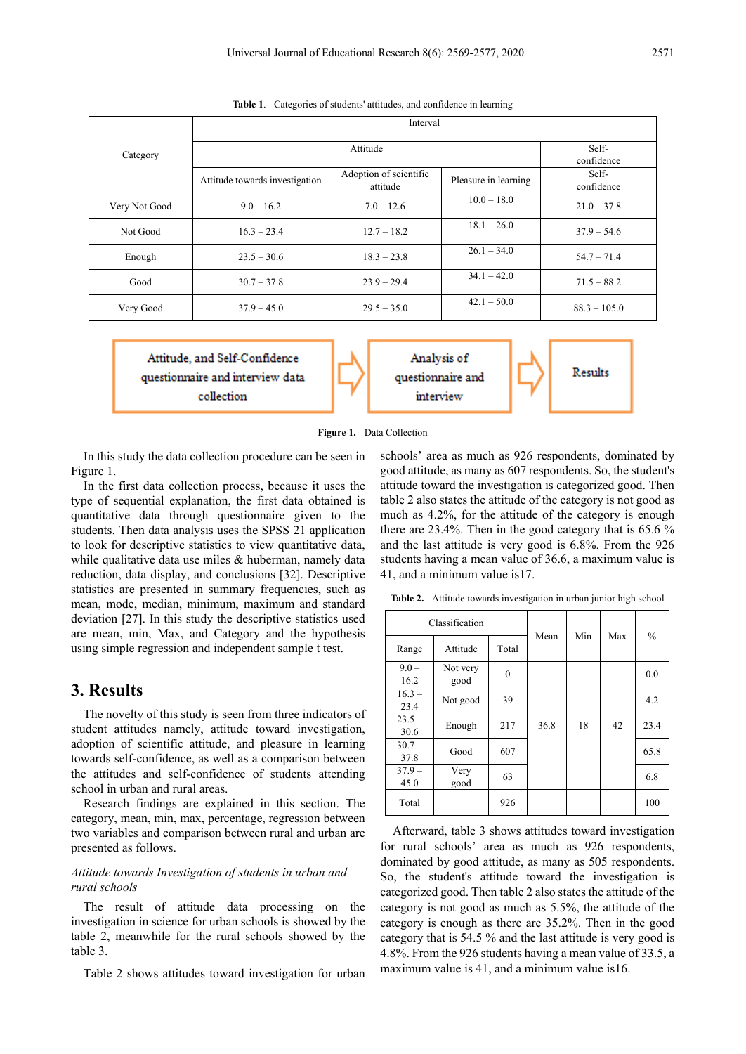**Table 1.** Categories of students' attitudes, and confidence in learning

| Category | Interval | | | |
|---|---|---|---|---|
| | Attitude | | | Self-confidence |
| | Attitude towards investigation | Adoption of scientific attitude | Pleasure in learning | Self-confidence |
| Very Not Good | 9.0 – 16.2 | 7.0 – 12.6 | 10.0 – 18.0 | 21.0 – 37.8 |
| Not Good | 16.3 – 23.4 | 12.7 – 18.2 | 18.1 – 26.0 | 37.9 – 54.6 |
| Enough | 23.5 – 30.6 | 18.3 – 23.8 | 26.1 – 34.0 | 54.7 – 71.4 |
| Good | 30.7 – 37.8 | 23.9 – 29.4 | 34.1 – 42.0 | 71.5 – 88.2 |
| Very Good | 37.9 – 45.0 | 29.5 – 35.0 | 42.1 – 50.0 | 88.3 – 105.0 |

Attitude, and Self-Confidence questionnaire and interview data collection → Analysis of questionnaire and interview → Results

**Figure 1.** Data Collection

In this study the data collection procedure can be seen in Figure 1.

In the first data collection process, because it uses the type of sequential explanation, the first data obtained is quantitative data through questionnaire given to the students. Then data analysis uses the SPSS 21 application to look for descriptive statistics to view quantitative data, while qualitative data use miles & huberman, namely data reduction, data display, and conclusions [32]. Descriptive statistics are presented in summary frequencies, such as mean, mode, median, minimum, maximum and standard deviation [27]. In this study the descriptive statistics used are mean, min, Max, and Category and the hypothesis using simple regression and independent sample t test.

## 3. Results

The novelty of this study is seen from three indicators of student attitudes namely, attitude toward investigation, adoption of scientific attitude, and pleasure in learning towards self-confidence, as well as a comparison between the attitudes and self-confidence of students attending school in urban and rural areas.

Research findings are explained in this section. The category, mean, min, max, percentage, regression between two variables and comparison between rural and urban are presented as follows.

*Attitude towards Investigation of students in urban and rural schools*

The result of attitude data processing on the investigation in science for urban schools is showed by the table 2, meanwhile for the rural schools showed by the table 3.

Table 2 shows attitudes toward investigation for urban schools' area as much as 926 respondents, dominated by good attitude, as many as 607 respondents. So, the student's attitude toward the investigation is categorized good. Then table 2 also states the attitude of the category is not good as much as 4.2%, for the attitude of the category is enough there are 23.4%. Then in the good category that is 65.6 % and the last attitude is very good is 6.8%. From the 926 students having a mean value of 36.6, a maximum value is 41, and a minimum value is17.

**Table 2.** Attitude towards investigation in urban junior high school

| Classification | | | Mean | Min | Max | % |
|---|---|---|---|---|---|---|
| Range | Attitude | Total | | | | |
| 9.0 – 16.2 | Not very good | 0 | 36.8 | 18 | 42 | 0.0 |
| 16.3 – 23.4 | Not good | 39 | | | | 4.2 |
| 23.5 – 30.6 | Enough | 217 | | | | 23.4 |
| 30.7 – 37.8 | Good | 607 | | | | 65.8 |
| 37.9 – 45.0 | Very good | 63 | | | | 6.8 |
| Total | | 926 | | | | 100 |

Afterward, table 3 shows attitudes toward investigation for rural schools' area as much as 926 respondents, dominated by good attitude, as many as 505 respondents. So, the student's attitude toward the investigation is categorized good. Then table 2 also states the attitude of the category is not good as much as 5.5%, the attitude of the category is enough as there are 35.2%. Then in the good category that is 54.5 % and the last attitude is very good is 4.8%. From the 926 students having a mean value of 33.5, a maximum value is 41, and a minimum value is16.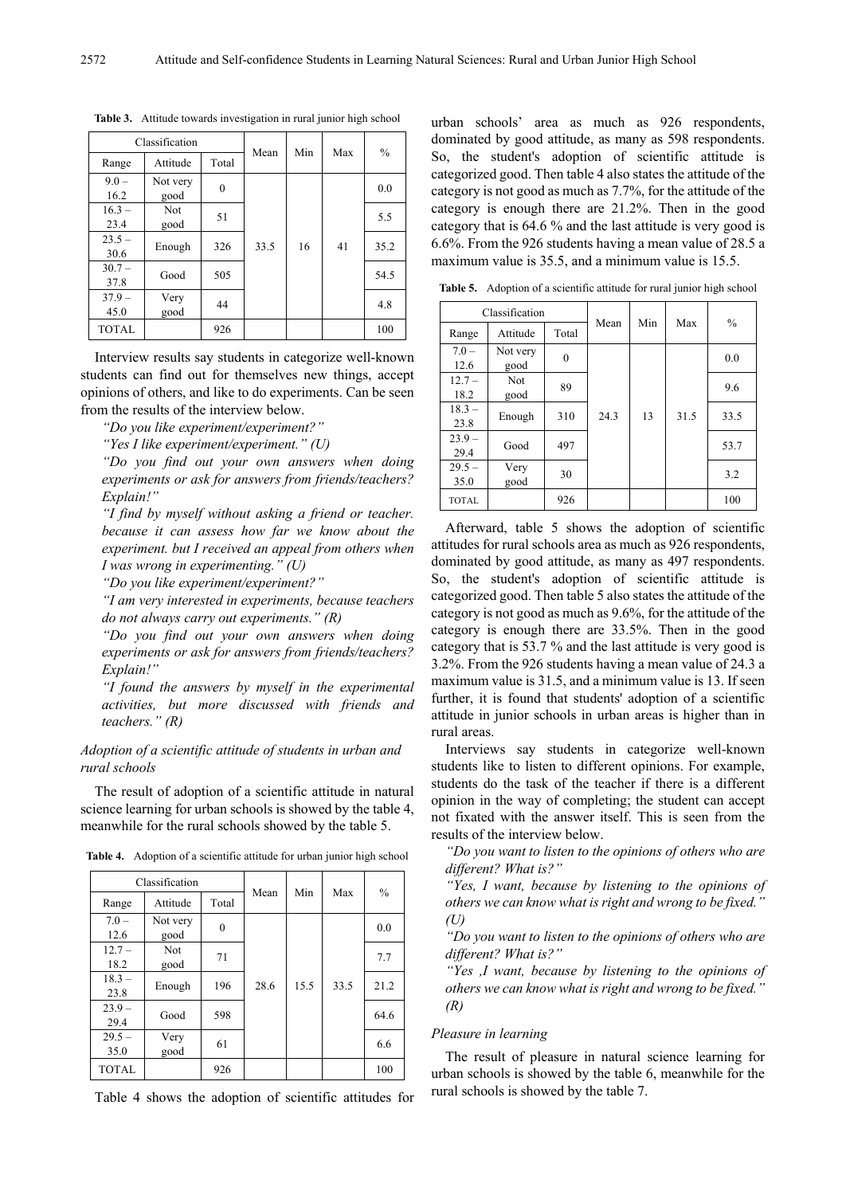**Table 3.** Attitude towards investigation in rural junior high school

| Classification | | | Mean | Min | Max | % |
|---|---|---|---|---|---|---|
| Range | Attitude | Total | | | | |
| 9.0 – 16.2 | Not very good | 0 | 33.5 | 16 | 41 | 0.0 |
| 16.3 – 23.4 | Not good | 51 | | | | 5.5 |
| 23.5 – 30.6 | Enough | 326 | | | | 35.2 |
| 30.7 – 37.8 | Good | 505 | | | | 54.5 |
| 37.9 – 45.0 | Very good | 44 | | | | 4.8 |
| TOTAL | | 926 | | | | 100 |

Interview results say students in categorize well-known students can find out for themselves new things, accept opinions of others, and like to do experiments. Can be seen from the results of the interview below.

*"Do you like experiment/experiment?"*

*"Yes I like experiment/experiment." (U)*

*"Do you find out your own answers when doing experiments or ask for answers from friends/teachers? Explain!"*

*"I find by myself without asking a friend or teacher. because it can assess how far we know about the experiment. but I received an appeal from others when I was wrong in experimenting." (U)*

*"Do you like experiment/experiment?"*

*"I am very interested in experiments, because teachers do not always carry out experiments." (R)*

*"Do you find out your own answers when doing experiments or ask for answers from friends/teachers? Explain!"*

*"I found the answers by myself in the experimental activities, but more discussed with friends and teachers." (R)*

*Adoption of a scientific attitude of students in urban and rural schools*

The result of adoption of a scientific attitude in natural science learning for urban schools is showed by the table 4, meanwhile for the rural schools showed by the table 5.

**Table 4.** Adoption of a scientific attitude for urban junior high school

| Classification | | | Mean | Min | Max | % |
|---|---|---|---|---|---|---|
| Range | Attitude | Total | | | | |
| 7.0 – 12.6 | Not very good | 0 | 28.6 | 15.5 | 33.5 | 0.0 |
| 12.7 – 18.2 | Not good | 71 | | | | 7.7 |
| 18.3 – 23.8 | Enough | 196 | | | | 21.2 |
| 23.9 – 29.4 | Good | 598 | | | | 64.6 |
| 29.5 – 35.0 | Very good | 61 | | | | 6.6 |
| TOTAL | | 926 | | | | 100 |

Table 4 shows the adoption of scientific attitudes for urban schools' area as much as 926 respondents, dominated by good attitude, as many as 598 respondents. So, the student's adoption of scientific attitude is categorized good. Then table 4 also states the attitude of the category is not good as much as 7.7%, for the attitude of the category is enough there are 21.2%. Then in the good category that is 64.6 % and the last attitude is very good is 6.6%. From the 926 students having a mean value of 28.5 a maximum value is 35.5, and a minimum value is 15.5.

**Table 5.** Adoption of a scientific attitude for rural junior high school

| Classification | | | Mean | Min | Max | % |
|---|---|---|---|---|---|---|
| Range | Attitude | Total | | | | |
| 7.0 – 12.6 | Not very good | 0 | 24.3 | 13 | 31.5 | 0.0 |
| 12.7 – 18.2 | Not good | 89 | | | | 9.6 |
| 18.3 – 23.8 | Enough | 310 | | | | 33.5 |
| 23.9 – 29.4 | Good | 497 | | | | 53.7 |
| 29.5 – 35.0 | Very good | 30 | | | | 3.2 |
| TOTAL | | 926 | | | | 100 |

Afterward, table 5 shows the adoption of scientific attitudes for rural schools area as much as 926 respondents, dominated by good attitude, as many as 497 respondents. So, the student's adoption of scientific attitude is categorized good. Then table 5 also states the attitude of the category is not good as much as 9.6%, for the attitude of the category is enough there are 33.5%. Then in the good category that is 53.7 % and the last attitude is very good is 3.2%. From the 926 students having a mean value of 24.3 a maximum value is 31.5, and a minimum value is 13. If seen further, it is found that students' adoption of a scientific attitude in junior schools in urban areas is higher than in rural areas.

Interviews say students in categorize well-known students like to listen to different opinions. For example, students do the task of the teacher if there is a different opinion in the way of completing; the student can accept not fixated with the answer itself. This is seen from the results of the interview below.

*"Do you want to listen to the opinions of others who are different? What is?"*

*"Yes, I want, because by listening to the opinions of others we can know what is right and wrong to be fixed." (U)*

*"Do you want to listen to the opinions of others who are different? What is?"*

*"Yes ,I want, because by listening to the opinions of others we can know what is right and wrong to be fixed." (R)*

*Pleasure in learning*

The result of pleasure in natural science learning for urban schools is showed by the table 6, meanwhile for the rural schools is showed by the table 7.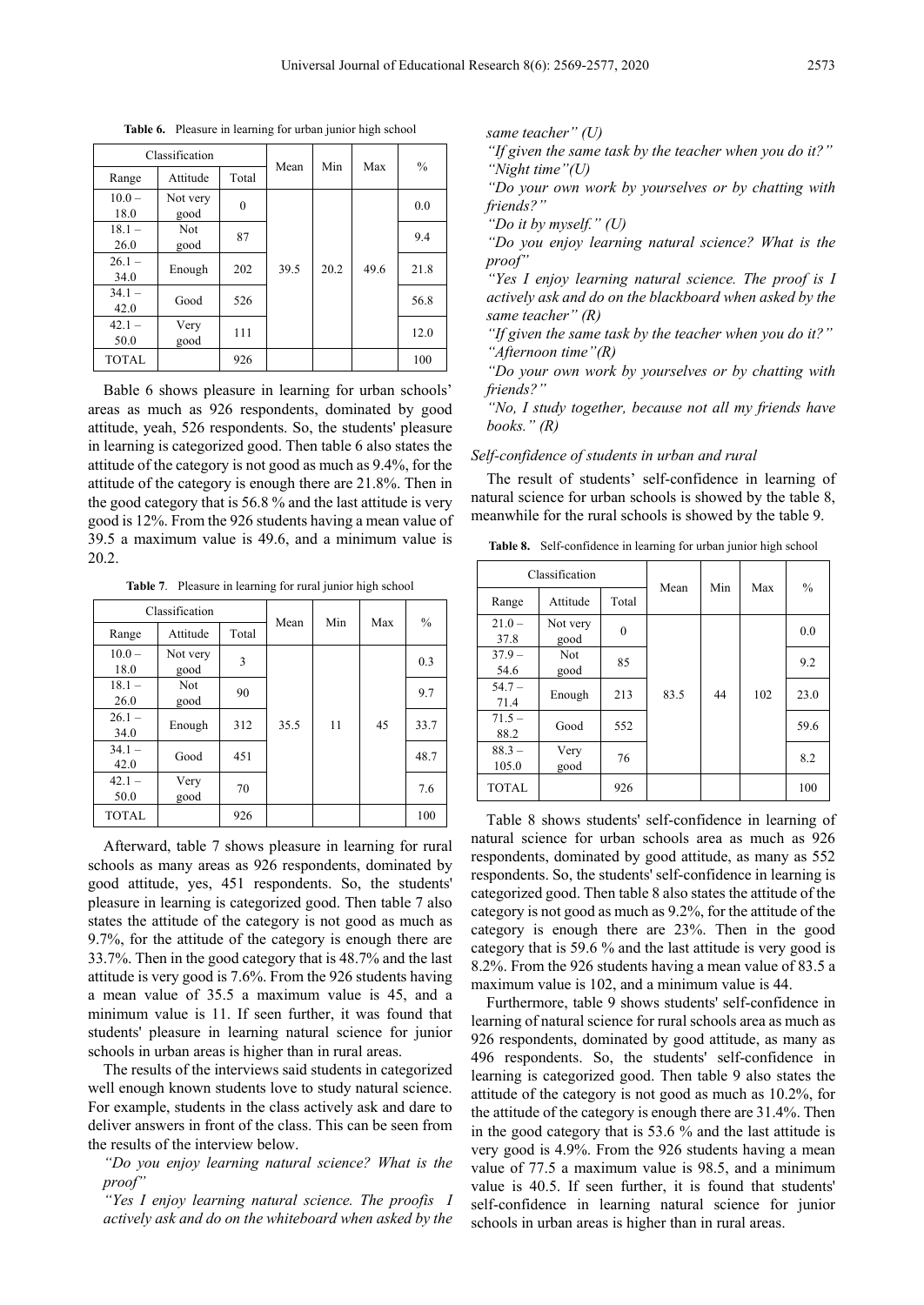**Table 6.** Pleasure in learning for urban junior high school

| Classification | | | Mean | Min | Max | % |
|---|---|---|---|---|---|---|
| Range | Attitude | Total | | | | |
| 10.0 – 18.0 | Not very good | 0 | 39.5 | 20.2 | 49.6 | 0.0 |
| 18.1 – 26.0 | Not good | 87 | | | | 9.4 |
| 26.1 – 34.0 | Enough | 202 | | | | 21.8 |
| 34.1 – 42.0 | Good | 526 | | | | 56.8 |
| 42.1 – 50.0 | Very good | 111 | | | | 12.0 |
| TOTAL | | 926 | | | | 100 |

Bable 6 shows pleasure in learning for urban schools' areas as much as 926 respondents, dominated by good attitude, yeah, 526 respondents. So, the students' pleasure in learning is categorized good. Then table 6 also states the attitude of the category is not good as much as 9.4%, for the attitude of the category is enough there are 21.8%. Then in the good category that is 56.8 % and the last attitude is very good is 12%. From the 926 students having a mean value of 39.5 a maximum value is 49.6, and a minimum value is 20.2.

**Table 7**. Pleasure in learning for rural junior high school

| Classification | | | Mean | Min | Max | % |
|---|---|---|---|---|---|---|
| Range | Attitude | Total | | | | |
| 10.0 – 18.0 | Not very good | 3 | 35.5 | 11 | 45 | 0.3 |
| 18.1 – 26.0 | Not good | 90 | | | | 9.7 |
| 26.1 – 34.0 | Enough | 312 | | | | 33.7 |
| 34.1 – 42.0 | Good | 451 | | | | 48.7 |
| 42.1 – 50.0 | Very good | 70 | | | | 7.6 |
| TOTAL | | 926 | | | | 100 |

Afterward, table 7 shows pleasure in learning for rural schools as many areas as 926 respondents, dominated by good attitude, yes, 451 respondents. So, the students' pleasure in learning is categorized good. Then table 7 also states the attitude of the category is not good as much as 9.7%, for the attitude of the category is enough there are 33.7%. Then in the good category that is 48.7% and the last attitude is very good is 7.6%. From the 926 students having a mean value of 35.5 a maximum value is 45, and a minimum value is 11. If seen further, it was found that students' pleasure in learning natural science for junior schools in urban areas is higher than in rural areas.

The results of the interviews said students in categorized well enough known students love to study natural science. For example, students in the class actively ask and dare to deliver answers in front of the class. This can be seen from the results of the interview below.

*"Do you enjoy learning natural science? What is the proof"*

*"Yes I enjoy learning natural science. The proofis I actively ask and do on the whiteboard when asked by the same teacher" (U)*

*"If given the same task by the teacher when you do it?" "Night time"(U)*

*"Do your own work by yourselves or by chatting with friends?"*

*"Do it by myself." (U)*

*"Do you enjoy learning natural science? What is the proof"*

*"Yes I enjoy learning natural science. The proof is I actively ask and do on the blackboard when asked by the same teacher" (R)*

*"If given the same task by the teacher when you do it?" "Afternoon time"(R)*

*"Do your own work by yourselves or by chatting with friends?"*

*"No, I study together, because not all my friends have books." (R)*

*Self-confidence of students in urban and rural*

The result of students' self-confidence in learning of natural science for urban schools is showed by the table 8, meanwhile for the rural schools is showed by the table 9.

**Table 8.** Self-confidence in learning for urban junior high school

| Classification | | | Mean | Min | Max | % |
|---|---|---|---|---|---|---|
| Range | Attitude | Total | | | | |
| 21.0 – 37.8 | Not very good | 0 | 83.5 | 44 | 102 | 0.0 |
| 37.9 – 54.6 | Not good | 85 | | | | 9.2 |
| 54.7 – 71.4 | Enough | 213 | | | | 23.0 |
| 71.5 – 88.2 | Good | 552 | | | | 59.6 |
| 88.3 – 105.0 | Very good | 76 | | | | 8.2 |
| TOTAL | | 926 | | | | 100 |

Table 8 shows students' self-confidence in learning of natural science for urban schools area as much as 926 respondents, dominated by good attitude, as many as 552 respondents. So, the students' self-confidence in learning is categorized good. Then table 8 also states the attitude of the category is not good as much as 9.2%, for the attitude of the category is enough there are 23%. Then in the good category that is 59.6 % and the last attitude is very good is 8.2%. From the 926 students having a mean value of 83.5 a maximum value is 102, and a minimum value is 44.

Furthermore, table 9 shows students' self-confidence in learning of natural science for rural schools area as much as 926 respondents, dominated by good attitude, as many as 496 respondents. So, the students' self-confidence in learning is categorized good. Then table 9 also states the attitude of the category is not good as much as 10.2%, for the attitude of the category is enough there are 31.4%. Then in the good category that is 53.6 % and the last attitude is very good is 4.9%. From the 926 students having a mean value of 77.5 a maximum value is 98.5, and a minimum value is 40.5. If seen further, it is found that students' self-confidence in learning natural science for junior schools in urban areas is higher than in rural areas.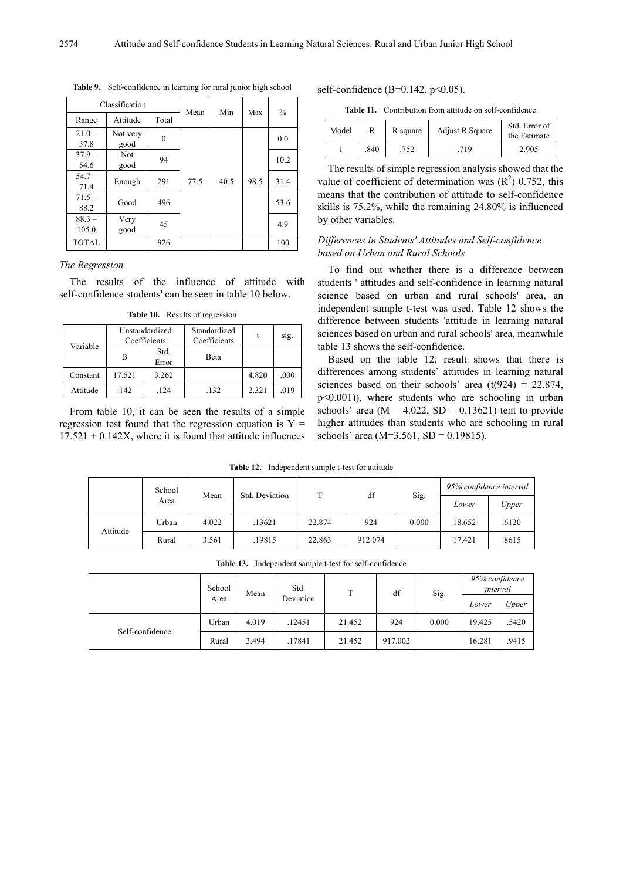**Table 9.** Self-confidence in learning for rural junior high school

| Classification | | | Mean | Min | Max | % |
|---|---|---|---|---|---|---|
| Range | Attitude | Total | | | | |
| 21.0 – 37.8 | Not very good | 0 | 77.5 | 40.5 | 98.5 | 0.0 |
| 37.9 – 54.6 | Not good | 94 | | | | 10.2 |
| 54.7 – 71.4 | Enough | 291 | | | | 31.4 |
| 71.5 – 88.2 | Good | 496 | | | | 53.6 |
| 88.3 – 105.0 | Very good | 45 | | | | 4.9 |
| TOTAL | | 926 | | | | 100 |

*The Regression*

The results of the influence of attitude with self-confidence students' can be seen in table 10 below.

**Table 10.** Results of regression

| Variable | Unstandardized Coefficients | | Standardized Coefficients | t | sig. |
|---|---|---|---|---|---|
| | B | Std. Error | Beta | | |
| Constant | 17.521 | 3.262 | | 4.820 | .000 |
| Attitude | .142 | .124 | .132 | 2.321 | .019 |

From table 10, it can be seen the results of a simple regression test found that the regression equation is $Y = 17.521 + 0.142X$, where it is found that attitude influences self-confidence ($B=0.142$, $p<0.05$).

**Table 11.** Contribution from attitude on self-confidence

| Model | R | R square | Adjust R Square | Std. Error of the Estimate |
|---|---|---|---|---|
| 1 | .840 | .752 | .719 | 2.905 |

The results of simple regression analysis showed that the value of coefficient of determination was ($R^2$) 0.752, this means that the contribution of attitude to self-confidence skills is 75.2%, while the remaining 24.80% is influenced by other variables.

*Differences in Students' Attitudes and Self-confidence based on Urban and Rural Schools*

To find out whether there is a difference between students ' attitudes and self-confidence in learning natural science based on urban and rural schools' area, an independent sample t-test was used. Table 12 shows the difference between students 'attitude in learning natural sciences based on urban and rural schools' area, meanwhile table 13 shows the self-confidence.

Based on the table 12, result shows that there is differences among students' attitudes in learning natural sciences based on their schools' area ($t(924) = 22.874$, $p<0.001$)), where students who are schooling in urban schools' area ($M = 4.022$, $SD = 0.13621$) tent to provide higher attitudes than students who are schooling in rural schools' area ($M=3.561$, $SD = 0.19815$).

**Table 12.** Independent sample t-test for attitude

| | School Area | Mean | Std. Deviation | T | df | Sig. | *95% confidence interval* | |
|---|---|---|---|---|---|---|---|---|
| | | | | | | | *Lower* | *Upper* |
| Attitude | Urban | 4.022 | .13621 | 22.874 | 924 | 0.000 | 18.652 | .6120 |
| | Rural | 3.561 | .19815 | 22.863 | 912.074 | | 17.421 | .8615 |

**Table 13.** Independent sample t-test for self-confidence

| | School Area | Mean | Std. Deviation | T | df | Sig. | *95% confidence interval* | |
|---|---|---|---|---|---|---|---|---|
| | | | | | | | *Lower* | *Upper* |
| Self-confidence | Urban | 4.019 | .12451 | 21.452 | 924 | 0.000 | 19.425 | .5420 |
| | Rural | 3.494 | .17841 | 21.452 | 917.002 | | 16.281 | .9415 |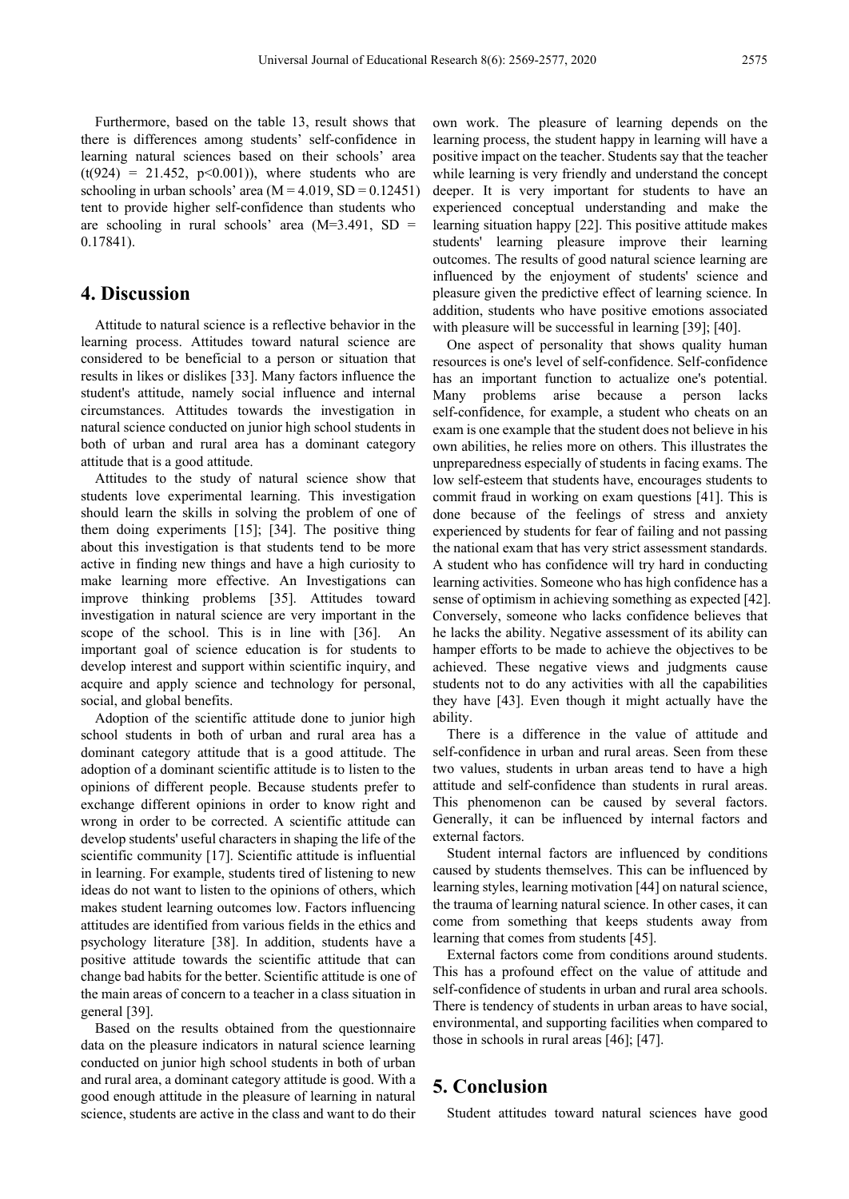Furthermore, based on the table 13, result shows that there is differences among students' self-confidence in learning natural sciences based on their schools' area ($t(924) = 21.452$, $p<0.001$)), where students who are schooling in urban schools' area ($M = 4.019$, $SD = 0.12451$) tent to provide higher self-confidence than students who are schooling in rural schools' area ($M=3.491$, $SD = 0.17841$).

## 4. Discussion

Attitude to natural science is a reflective behavior in the learning process. Attitudes toward natural science are considered to be beneficial to a person or situation that results in likes or dislikes [33]. Many factors influence the student's attitude, namely social influence and internal circumstances. Attitudes towards the investigation in natural science conducted on junior high school students in both of urban and rural area has a dominant category attitude that is a good attitude.

Attitudes to the study of natural science show that students love experimental learning. This investigation should learn the skills in solving the problem of one of them doing experiments [15]; [34]. The positive thing about this investigation is that students tend to be more active in finding new things and have a high curiosity to make learning more effective. An Investigations can improve thinking problems [35]. Attitudes toward investigation in natural science are very important in the scope of the school. This is in line with [36]. An important goal of science education is for students to develop interest and support within scientific inquiry, and acquire and apply science and technology for personal, social, and global benefits.

Adoption of the scientific attitude done to junior high school students in both of urban and rural area has a dominant category attitude that is a good attitude. The adoption of a dominant scientific attitude is to listen to the opinions of different people. Because students prefer to exchange different opinions in order to know right and wrong in order to be corrected. A scientific attitude can develop students' useful characters in shaping the life of the scientific community [17]. Scientific attitude is influential in learning. For example, students tired of listening to new ideas do not want to listen to the opinions of others, which makes student learning outcomes low. Factors influencing attitudes are identified from various fields in the ethics and psychology literature [38]. In addition, students have a positive attitude towards the scientific attitude that can change bad habits for the better. Scientific attitude is one of the main areas of concern to a teacher in a class situation in general [39].

Based on the results obtained from the questionnaire data on the pleasure indicators in natural science learning conducted on junior high school students in both of urban and rural area, a dominant category attitude is good. With a good enough attitude in the pleasure of learning in natural science, students are active in the class and want to do their own work. The pleasure of learning depends on the learning process, the student happy in learning will have a positive impact on the teacher. Students say that the teacher while learning is very friendly and understand the concept deeper. It is very important for students to have an experienced conceptual understanding and make the learning situation happy [22]. This positive attitude makes students' learning pleasure improve their learning outcomes. The results of good natural science learning are influenced by the enjoyment of students' science and pleasure given the predictive effect of learning science. In addition, students who have positive emotions associated with pleasure will be successful in learning [39]; [40].

One aspect of personality that shows quality human resources is one's level of self-confidence. Self-confidence has an important function to actualize one's potential. Many problems arise because a person lacks self-confidence, for example, a student who cheats on an exam is one example that the student does not believe in his own abilities, he relies more on others. This illustrates the unpreparedness especially of students in facing exams. The low self-esteem that students have, encourages students to commit fraud in working on exam questions [41]. This is done because of the feelings of stress and anxiety experienced by students for fear of failing and not passing the national exam that has very strict assessment standards. A student who has confidence will try hard in conducting learning activities. Someone who has high confidence has a sense of optimism in achieving something as expected [42]. Conversely, someone who lacks confidence believes that he lacks the ability. Negative assessment of its ability can hamper efforts to be made to achieve the objectives to be achieved. These negative views and judgments cause students not to do any activities with all the capabilities they have [43]. Even though it might actually have the ability.

There is a difference in the value of attitude and self-confidence in urban and rural areas. Seen from these two values, students in urban areas tend to have a high attitude and self-confidence than students in rural areas. This phenomenon can be caused by several factors. Generally, it can be influenced by internal factors and external factors.

Student internal factors are influenced by conditions caused by students themselves. This can be influenced by learning styles, learning motivation [44] on natural science, the trauma of learning natural science. In other cases, it can come from something that keeps students away from learning that comes from students [45].

External factors come from conditions around students. This has a profound effect on the value of attitude and self-confidence of students in urban and rural area schools. There is tendency of students in urban areas to have social, environmental, and supporting facilities when compared to those in schools in rural areas [46]; [47].

## 5. Conclusion

Student attitudes toward natural sciences have good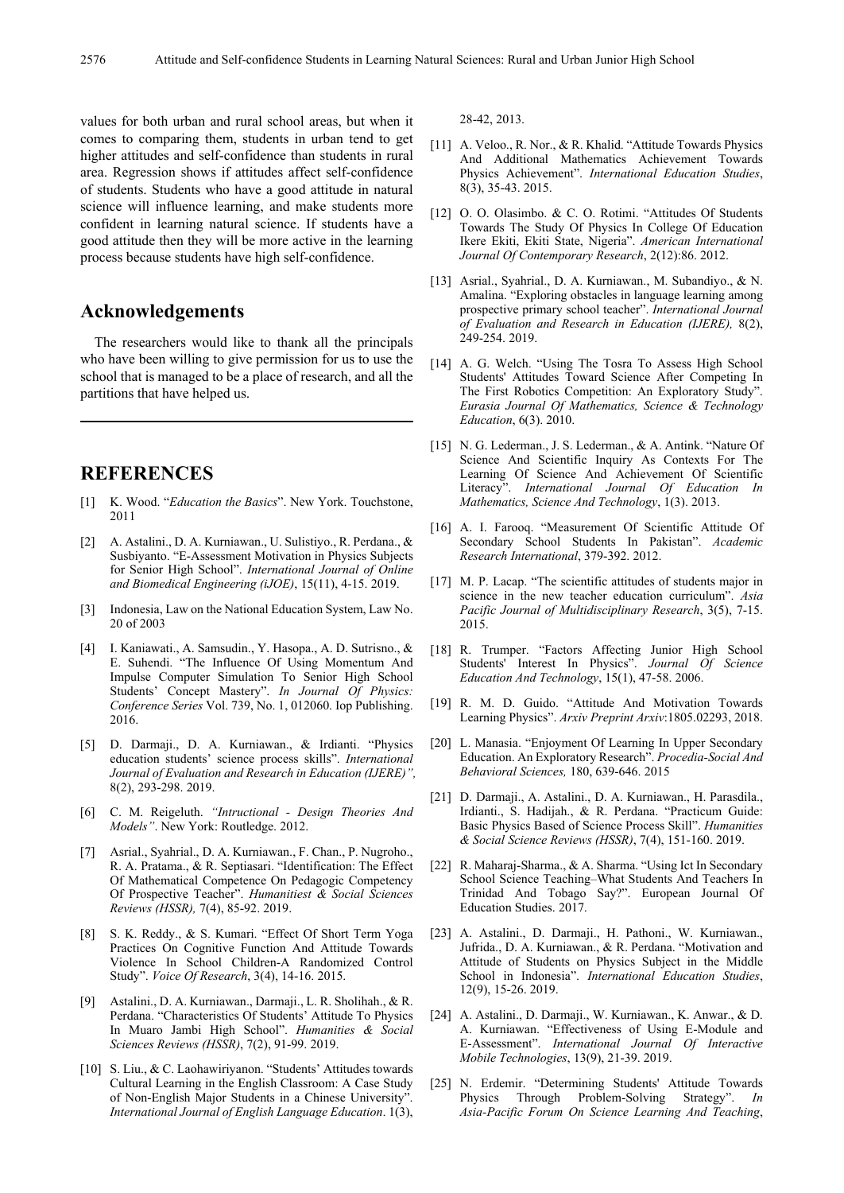values for both urban and rural school areas, but when it comes to comparing them, students in urban tend to get higher attitudes and self-confidence than students in rural area. Regression shows if attitudes affect self-confidence of students. Students who have a good attitude in natural science will influence learning, and make students more confident in learning natural science. If students have a good attitude then they will be more active in the learning process because students have high self-confidence.

## Acknowledgements

The researchers would like to thank all the principals who have been willing to give permission for us to use the school that is managed to be a place of research, and all the partitions that have helped us.

## REFERENCES

[1] K. Wood. "*Education the Basics*". New York. Touchstone, 2011

[2] A. Astalini., D. A. Kurniawan., U. Sulistiyo., R. Perdana., & Susbiyanto. "E-Assessment Motivation in Physics Subjects for Senior High School". *International Journal of Online and Biomedical Engineering (iJOE)*, 15(11), 4-15. 2019.

[3] Indonesia, Law on the National Education System, Law No. 20 of 2003

[4] I. Kaniawati., A. Samsudin., Y. Hasopa., A. D. Sutrisno., & E. Suhendi. "The Influence Of Using Momentum And Impulse Computer Simulation To Senior High School Students' Concept Mastery". *In Journal Of Physics: Conference Series* Vol. 739, No. 1, 012060. Iop Publishing. 2016.

[5] D. Darmaji., D. A. Kurniawan., & Irdianti. "Physics education students' science process skills". *International Journal of Evaluation and Research in Education (IJERE)",* 8(2), 293-298. 2019.

[6] C. M. Reigeluth. *"Intructional - Design Theories And Models"*. New York: Routledge. 2012.

[7] Asrial., Syahrial., D. A. Kurniawan., F. Chan., P. Nugroho., R. A. Pratama., & R. Septiasari. "Identification: The Effect Of Mathematical Competence On Pedagogic Competency Of Prospective Teacher". *Humanitiest & Social Sciences Reviews (HSSR),* 7(4), 85-92. 2019.

[8] S. K. Reddy., & S. Kumari. "Effect Of Short Term Yoga Practices On Cognitive Function And Attitude Towards Violence In School Children-A Randomized Control Study". *Voice Of Research*, 3(4), 14-16. 2015.

[9] Astalini., D. A. Kurniawan., Darmaji., L. R. Sholihah., & R. Perdana. "Characteristics Of Students' Attitude To Physics In Muaro Jambi High School". *Humanities & Social Sciences Reviews (HSSR)*, 7(2), 91-99. 2019.

[10] S. Liu., & C. Laohawiriyanon. "Students' Attitudes towards Cultural Learning in the English Classroom: A Case Study of Non-English Major Students in a Chinese University". *International Journal of English Language Education*. 1(3), 28-42, 2013.

[11] A. Veloo., R. Nor., & R. Khalid. "Attitude Towards Physics And Additional Mathematics Achievement Towards Physics Achievement". *International Education Studies*, 8(3), 35-43. 2015.

[12] O. O. Olasimbo. & C. O. Rotimi. "Attitudes Of Students Towards The Study Of Physics In College Of Education Ikere Ekiti, Ekiti State, Nigeria". *American International Journal Of Contemporary Research*, 2(12):86. 2012.

[13] Asrial., Syahrial., D. A. Kurniawan., M. Subandiyo., & N. Amalina. "Exploring obstacles in language learning among prospective primary school teacher". *International Journal of Evaluation and Research in Education (IJERE),* 8(2), 249-254. 2019.

[14] A. G. Welch. "Using The Tosra To Assess High School Students' Attitudes Toward Science After Competing In The First Robotics Competition: An Exploratory Study". *Eurasia Journal Of Mathematics, Science & Technology Education*, 6(3). 2010.

[15] N. G. Lederman., J. S. Lederman., & A. Antink. "Nature Of Science And Scientific Inquiry As Contexts For The Learning Of Science And Achievement Of Scientific Literacy". *International Journal Of Education In Mathematics, Science And Technology*, 1(3). 2013.

[16] A. I. Farooq. "Measurement Of Scientific Attitude Of Secondary School Students In Pakistan". *Academic Research International*, 379-392. 2012.

[17] M. P. Lacap. "The scientific attitudes of students major in science in the new teacher education curriculum". *Asia Pacific Journal of Multidisciplinary Research*, 3(5), 7-15. 2015.

[18] R. Trumper. "Factors Affecting Junior High School Students' Interest In Physics". *Journal Of Science Education And Technology*, 15(1), 47-58. 2006.

[19] R. M. D. Guido. "Attitude And Motivation Towards Learning Physics". *Arxiv Preprint Arxiv*:1805.02293, 2018.

[20] L. Manasia. "Enjoyment Of Learning In Upper Secondary Education. An Exploratory Research". *Procedia-Social And Behavioral Sciences,* 180, 639-646. 2015

[21] D. Darmaji., A. Astalini., D. A. Kurniawan., H. Parasdila., Irdianti., S. Hadijah., & R. Perdana. "Practicum Guide: Basic Physics Based of Science Process Skill". *Humanities & Social Science Reviews (HSSR)*, 7(4), 151-160. 2019.

[22] R. Maharaj-Sharma., & A. Sharma. "Using Ict In Secondary School Science Teaching–What Students And Teachers In Trinidad And Tobago Say?". European Journal Of Education Studies. 2017.

[23] A. Astalini., D. Darmaji., H. Pathoni., W. Kurniawan., Jufrida., D. A. Kurniawan., & R. Perdana. "Motivation and Attitude of Students on Physics Subject in the Middle School in Indonesia". *International Education Studies*, 12(9), 15-26. 2019.

[24] A. Astalini., D. Darmaji., W. Kurniawan., K. Anwar., & D. A. Kurniawan. "Effectiveness of Using E-Module and E-Assessment". *International Journal Of Interactive Mobile Technologies*, 13(9), 21-39. 2019.

[25] N. Erdemir. "Determining Students' Attitude Towards Physics Through Problem-Solving Strategy". *In Asia-Pacific Forum On Science Learning And Teaching*,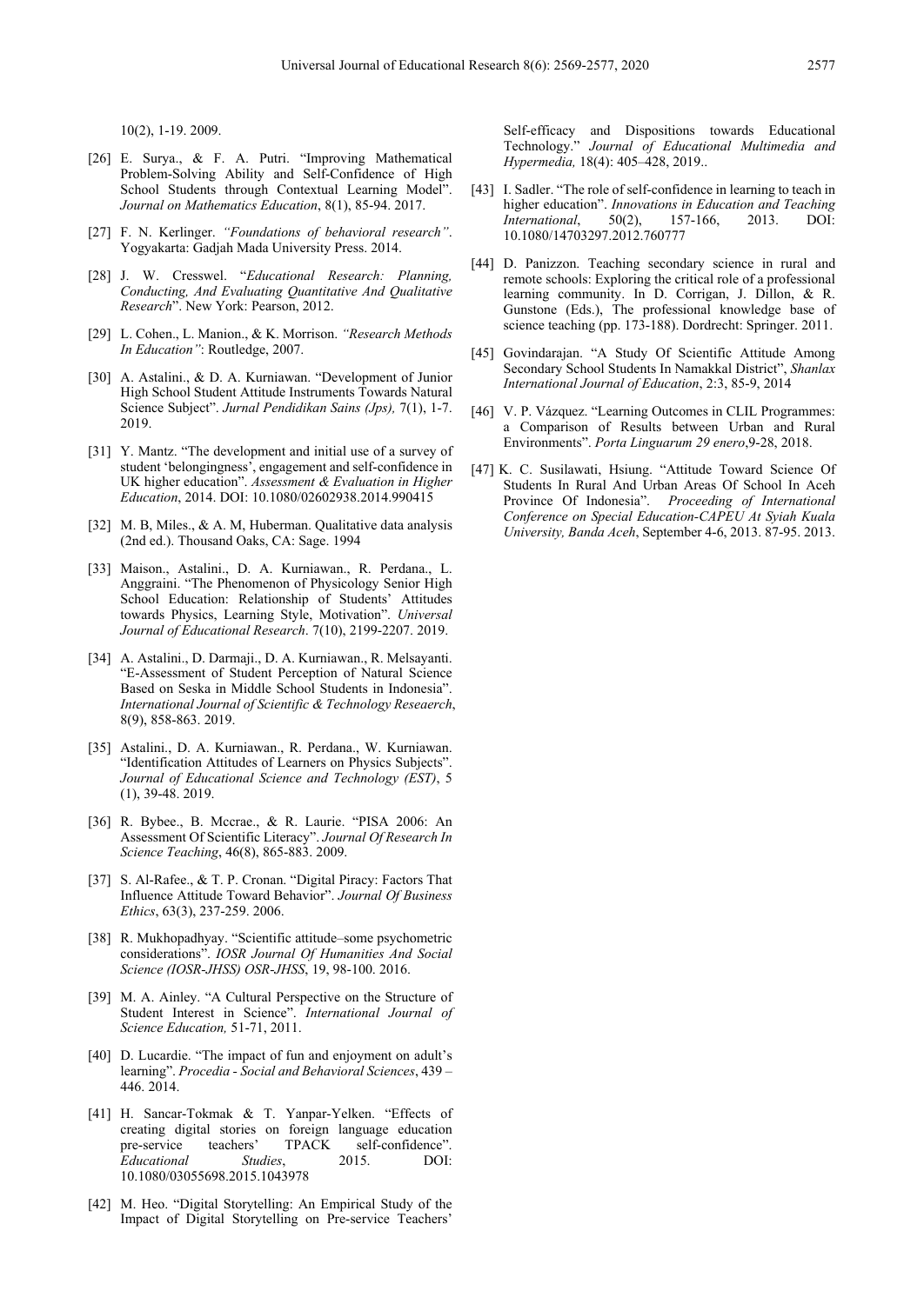10(2), 1-19. 2009.

[26] E. Surya., & F. A. Putri. "Improving Mathematical Problem-Solving Ability and Self-Confidence of High School Students through Contextual Learning Model". *Journal on Mathematics Education*, 8(1), 85-94. 2017.

[27] F. N. Kerlinger. *"Foundations of behavioral research"*. Yogyakarta: Gadjah Mada University Press. 2014.

[28] J. W. Cresswel. "*Educational Research: Planning, Conducting, And Evaluating Quantitative And Qualitative Research*". New York: Pearson, 2012.

[29] L. Cohen., L. Manion., & K. Morrison. *"Research Methods In Education"*: Routledge, 2007.

[30] A. Astalini., & D. A. Kurniawan. "Development of Junior High School Student Attitude Instruments Towards Natural Science Subject". *Jurnal Pendidikan Sains (Jps),* 7(1), 1-7. 2019.

[31] Y. Mantz. "The development and initial use of a survey of student 'belongingness', engagement and self-confidence in UK higher education". *Assessment & Evaluation in Higher Education*, 2014. DOI: 10.1080/02602938.2014.990415

[32] M. B, Miles., & A. M, Huberman. Qualitative data analysis (2nd ed.). Thousand Oaks, CA: Sage. 1994

[33] Maison., Astalini., D. A. Kurniawan., R. Perdana., L. Anggraini. "The Phenomenon of Physicology Senior High School Education: Relationship of Students' Attitudes towards Physics, Learning Style, Motivation". *Universal Journal of Educational Research*. 7(10), 2199-2207. 2019.

[34] A. Astalini., D. Darmaji., D. A. Kurniawan., R. Melsayanti. "E-Assessment of Student Perception of Natural Science Based on Seska in Middle School Students in Indonesia". *International Journal of Scientific & Technology Reseaerch*, 8(9), 858-863. 2019.

[35] Astalini., D. A. Kurniawan., R. Perdana., W. Kurniawan. "Identification Attitudes of Learners on Physics Subjects". *Journal of Educational Science and Technology (EST)*, 5 (1), 39-48. 2019.

[36] R. Bybee., B. Mccrae., & R. Laurie. "PISA 2006: An Assessment Of Scientific Literacy". *Journal Of Research In Science Teaching*, 46(8), 865-883. 2009.

[37] S. Al-Rafee., & T. P. Cronan. "Digital Piracy: Factors That Influence Attitude Toward Behavior". *Journal Of Business Ethics*, 63(3), 237-259. 2006.

[38] R. Mukhopadhyay. "Scientific attitude–some psychometric considerations". *IOSR Journal Of Humanities And Social Science (IOSR-JHSS) OSR-JHSS*, 19, 98-100. 2016.

[39] M. A. Ainley. "A Cultural Perspective on the Structure of Student Interest in Science". *International Journal of Science Education,* 51-71, 2011.

[40] D. Lucardie. "The impact of fun and enjoyment on adult's learning". *Procedia - Social and Behavioral Sciences*, 439 – 446. 2014.

[41] H. Sancar-Tokmak & T. Yanpar-Yelken. "Effects of creating digital stories on foreign language education pre-service teachers' TPACK self-confidence". *Educational Studies*, 2015. DOI: 10.1080/03055698.2015.1043978

[42] M. Heo. "Digital Storytelling: An Empirical Study of the Impact of Digital Storytelling on Pre-service Teachers' Self-efficacy and Dispositions towards Educational Technology." *Journal of Educational Multimedia and Hypermedia,* 18(4): 405–428, 2019..

[43] I. Sadler. "The role of self-confidence in learning to teach in higher education". *Innovations in Education and Teaching International*, 50(2), 157-166, 2013. DOI: 10.1080/14703297.2012.760777

[44] D. Panizzon. Teaching secondary science in rural and remote schools: Exploring the critical role of a professional learning community. In D. Corrigan, J. Dillon, & R. Gunstone (Eds.), The professional knowledge base of science teaching (pp. 173-188). Dordrecht: Springer. 2011.

[45] Govindarajan. "A Study Of Scientific Attitude Among Secondary School Students In Namakkal District", *Shanlax International Journal of Education*, 2:3, 85-9, 2014

[46] V. P. Vázquez. "Learning Outcomes in CLIL Programmes: a Comparison of Results between Urban and Rural Environments". *Porta Linguarum 29 enero*,9-28, 2018.

[47] K. C. Susilawati, Hsiung. "Attitude Toward Science Of Students In Rural And Urban Areas Of School In Aceh Province Of Indonesia". *Proceeding of International Conference on Special Education-CAPEU At Syiah Kuala University, Banda Aceh*, September 4-6, 2013. 87-95. 2013.